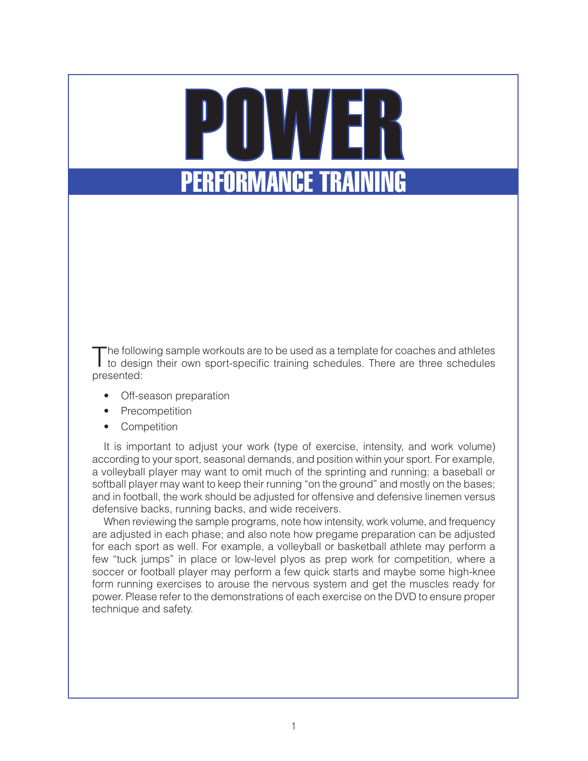# POWER

## PERFORMANCE TRAINING

The following sample workouts are to be used as a template for coaches and athletes to design their own sport-specific training schedules. There are three schedules presented:

- Off-season preparation
- Precompetition
- Competition

It is important to adjust your work (type of exercise, intensity, and work volume) according to your sport, seasonal demands, and position within your sport. For example, a volleyball player may want to omit much of the sprinting and running; a baseball or softball player may want to keep their running "on the ground" and mostly on the bases; and in football, the work should be adjusted for offensive and defensive linemen versus defensive backs, running backs, and wide receivers.

When reviewing the sample programs, note how intensity, work volume, and frequency are adjusted in each phase; and also note how pregame preparation can be adjusted for each sport as well. For example, a volleyball or basketball athlete may perform a few "tuck jumps" in place or low-level plyos as prep work for competition, where a soccer or football player may perform a few quick starts and maybe some high-knee form running exercises to arouse the nervous system and get the muscles ready for power. Please refer to the demonstrations of each exercise on the DVD to ensure proper technique and safety.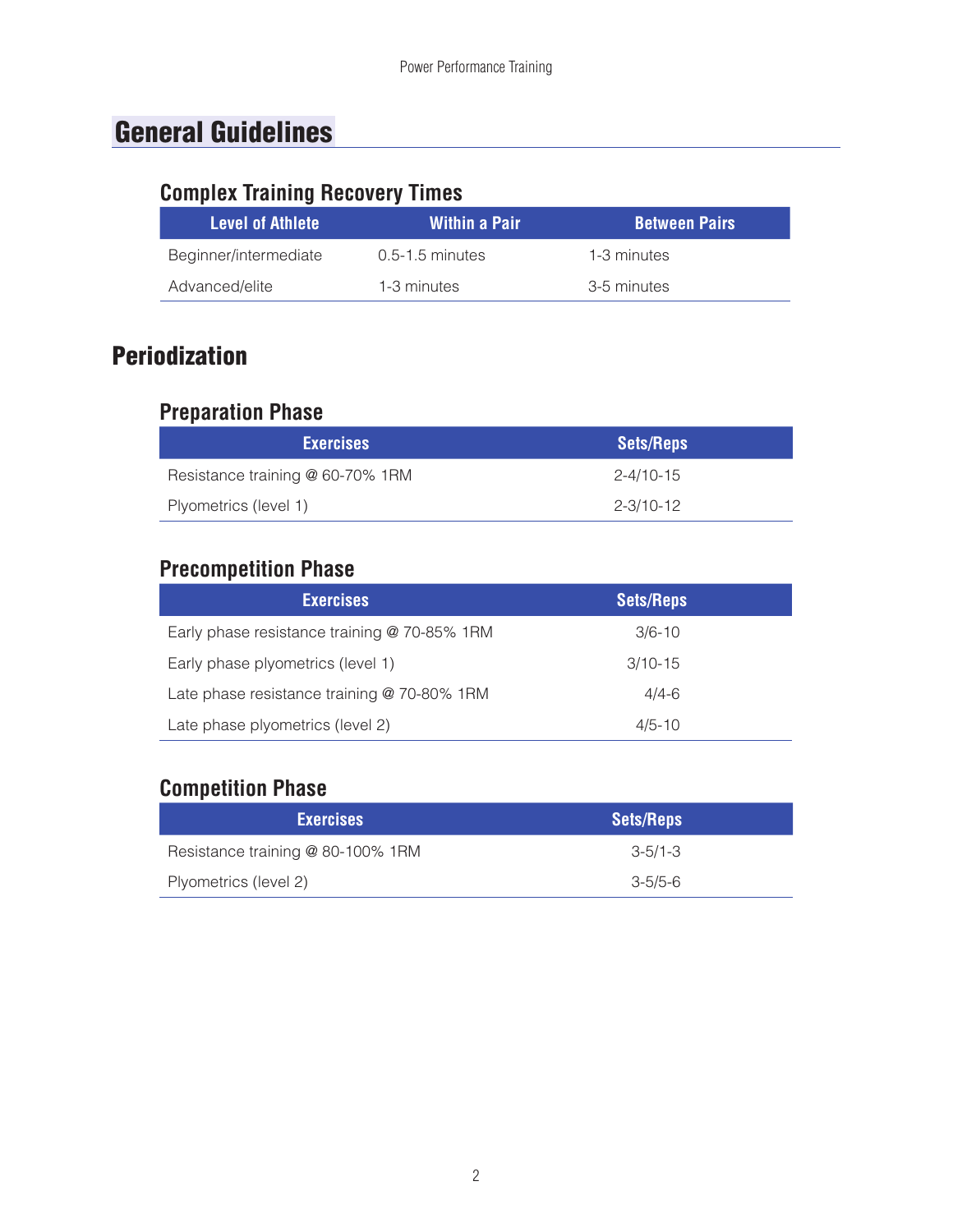# General Guidelines

### Complex Training Recovery Times

| Level of Athlete | Within a Pair | Between Pairs |
| --- | --- | --- |
| Beginner/intermediate | 0.5-1.5 minutes | 1-3 minutes |
| Advanced/elite | 1-3 minutes | 3-5 minutes |

## Periodization

### Preparation Phase

| Exercises | Sets/Reps |
| --- | --- |
| Resistance training @ 60-70% 1RM | 2-4/10-15 |
| Plyometrics (level 1) | 2-3/10-12 |

### Precompetition Phase

| Exercises | Sets/Reps |
| --- | --- |
| Early phase resistance training @ 70-85% 1RM | 3/6-10 |
| Early phase plyometrics (level 1) | 3/10-15 |
| Late phase resistance training @ 70-80% 1RM | 4/4-6 |
| Late phase plyometrics (level 2) | 4/5-10 |

### Competition Phase

| Exercises | Sets/Reps |
| --- | --- |
| Resistance training @ 80-100% 1RM | 3-5/1-3 |
| Plyometrics (level 2) | 3-5/5-6 |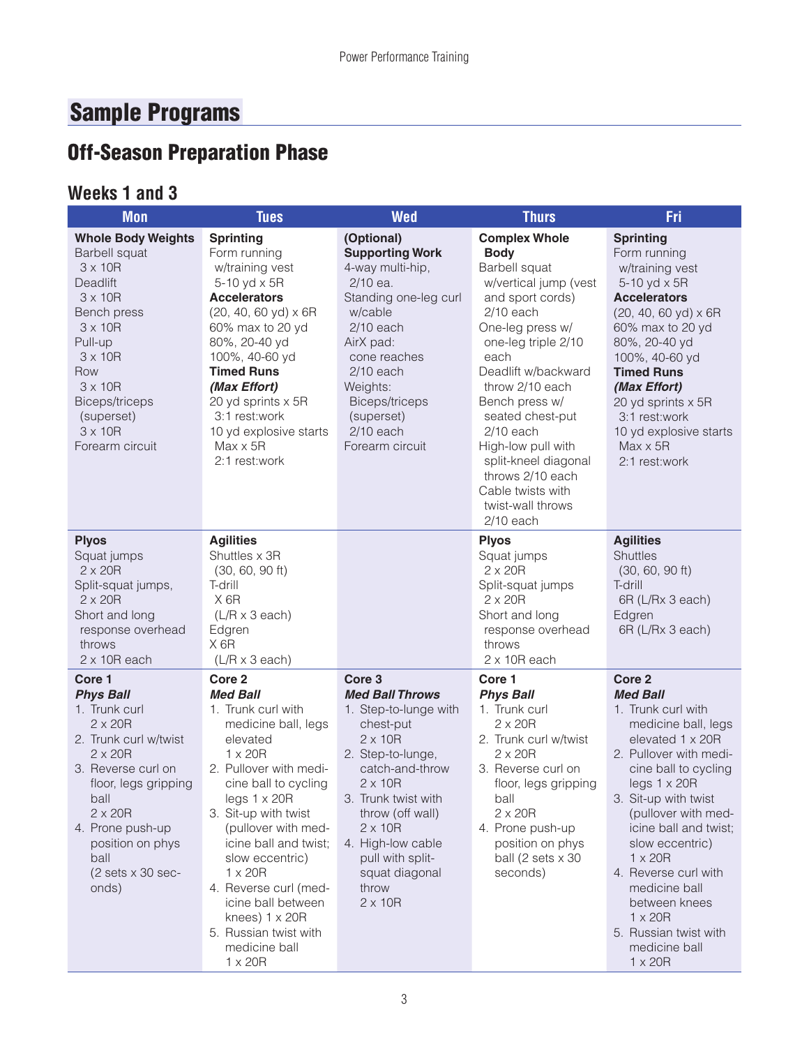# Sample Programs

## Off-Season Preparation Phase

### Weeks 1 and 3

| Mon | Tues | Wed | Thurs | Fri |
|---|---|---|---|---|
| **Whole Body Weights**<br>Barbell squat<br>3 x 10R<br>Deadlift<br>3 x 10R<br>Bench press<br>3 x 10R<br>Pull-up<br>3 x 10R<br>Row<br>3 x 10R<br>Biceps/triceps (superset)<br>3 x 10R<br>Forearm circuit | **Sprinting**<br>Form running w/training vest<br>5-10 yd x 5R<br>**Accelerators**<br>(20, 40, 60 yd) x 6R<br>60% max to 20 yd<br>80%, 20-40 yd<br>100%, 40-60 yd<br>**Timed Runs**<br>***(Max Effort)***<br>20 yd sprints x 5R<br>3:1 rest:work<br>10 yd explosive starts<br>Max x 5R<br>2:1 rest:work | **(Optional)**<br>**Supporting Work**<br>4-way multi-hip, 2/10 ea.<br>Standing one-leg curl w/cable<br>2/10 each<br>AirX pad:<br>cone reaches<br>2/10 each<br>Weights:<br>Biceps/triceps (superset)<br>2/10 each<br>Forearm circuit | **Complex Whole Body**<br>Barbell squat w/vertical jump (vest and sport cords)<br>2/10 each<br>One-leg press w/ one-leg triple 2/10 each<br>Deadlift w/backward throw 2/10 each<br>Bench press w/ seated chest-put<br>2/10 each<br>High-low pull with split-kneel diagonal throws 2/10 each<br>Cable twists with twist-wall throws<br>2/10 each | **Sprinting**<br>Form running w/training vest<br>5-10 yd x 5R<br>**Accelerators**<br>(20, 40, 60 yd) x 6R<br>60% max to 20 yd<br>80%, 20-40 yd<br>100%, 40-60 yd<br>**Timed Runs**<br>***(Max Effort)***<br>20 yd sprints x 5R<br>3:1 rest:work<br>10 yd explosive starts<br>Max x 5R<br>2:1 rest:work |
| **Plyos**<br>Squat jumps<br>2 x 20R<br>Split-squat jumps,<br>2 x 20R<br>Short and long response overhead throws<br>2 x 10R each | **Agilities**<br>Shuttles x 3R<br>(30, 60, 90 ft)<br>T-drill<br>X 6R<br>(L/R x 3 each)<br>Edgren<br>X 6R<br>(L/R x 3 each) | | **Plyos**<br>Squat jumps<br>2 x 20R<br>Split-squat jumps<br>2 x 20R<br>Short and long response overhead throws<br>2 x 10R each | **Agilities**<br>Shuttles<br>(30, 60, 90 ft)<br>T-drill<br>6R (L/Rx 3 each)<br>Edgren<br>6R (L/Rx 3 each) |
| **Core 1**<br>***Phys Ball***<br>1. Trunk curl<br>2 x 20R<br>2. Trunk curl w/twist<br>2 x 20R<br>3. Reverse curl on floor, legs gripping ball<br>2 x 20R<br>4. Prone push-up position on phys ball<br>(2 sets x 30 seconds) | **Core 2**<br>***Med Ball***<br>1. Trunk curl with medicine ball, legs elevated<br>1 x 20R<br>2. Pullover with medicine ball to cycling legs 1 x 20R<br>3. Sit-up with twist (pullover with medicine ball and twist; slow eccentric)<br>1 x 20R<br>4. Reverse curl (medicine ball between knees) 1 x 20R<br>5. Russian twist with medicine ball<br>1 x 20R | **Core 3**<br>***Med Ball Throws***<br>1. Step-to-lunge with chest-put<br>2 x 10R<br>2. Step-to-lunge, catch-and-throw<br>2 x 10R<br>3. Trunk twist with throw (off wall)<br>2 x 10R<br>4. High-low cable pull with split-squat diagonal throw<br>2 x 10R | **Core 1**<br>***Phys Ball***<br>1. Trunk curl<br>2 x 20R<br>2. Trunk curl w/twist<br>2 x 20R<br>3. Reverse curl on floor, legs gripping ball<br>2 x 20R<br>4. Prone push-up position on phys ball (2 sets x 30 seconds) | **Core 2**<br>***Med Ball***<br>1. Trunk curl with medicine ball, legs elevated 1 x 20R<br>2. Pullover with medicine ball to cycling legs 1 x 20R<br>3. Sit-up with twist (pullover with medicine ball and twist; slow eccentric)<br>1 x 20R<br>4. Reverse curl with medicine ball between knees<br>1 x 20R<br>5. Russian twist with medicine ball<br>1 x 20R |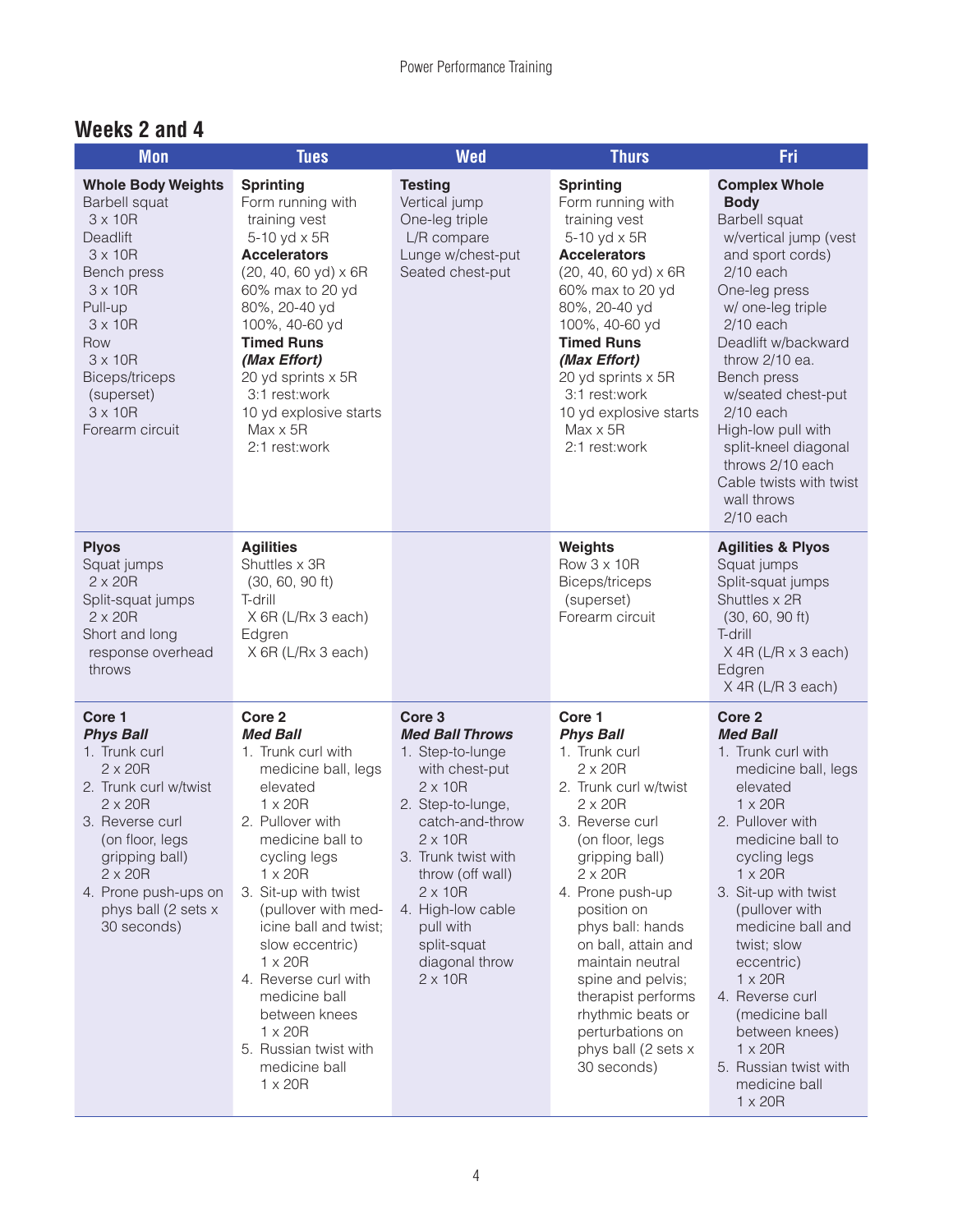## Weeks 2 and 4

| Mon | Tues | Wed | Thurs | Fri |
|---|---|---|---|---|
| **Whole Body Weights**<br>Barbell squat<br>3 x 10R<br>Deadlift<br>3 x 10R<br>Bench press<br>3 x 10R<br>Pull-up<br>3 x 10R<br>Row<br>3 x 10R<br>Biceps/triceps (superset)<br>3 x 10R<br>Forearm circuit | **Sprinting**<br>Form running with training vest<br>5-10 yd x 5R<br>**Accelerators**<br>(20, 40, 60 yd) x 6R<br>60% max to 20 yd<br>80%, 20-40 yd<br>100%, 40-60 yd<br>**Timed Runs**<br>***(Max Effort)***<br>20 yd sprints x 5R<br>3:1 rest:work<br>10 yd explosive starts<br>Max x 5R<br>2:1 rest:work | **Testing**<br>Vertical jump<br>One-leg triple<br>L/R compare<br>Lunge w/chest-put<br>Seated chest-put | **Sprinting**<br>Form running with training vest<br>5-10 yd x 5R<br>**Accelerators**<br>(20, 40, 60 yd) x 6R<br>60% max to 20 yd<br>80%, 20-40 yd<br>100%, 40-60 yd<br>**Timed Runs**<br>***(Max Effort)***<br>20 yd sprints x 5R<br>3:1 rest:work<br>10 yd explosive starts<br>Max x 5R<br>2:1 rest:work | **Complex Whole Body**<br>Barbell squat w/vertical jump (vest and sport cords)<br>2/10 each<br>One-leg press w/ one-leg triple<br>2/10 each<br>Deadlift w/backward throw 2/10 ea.<br>Bench press w/seated chest-put<br>2/10 each<br>High-low pull with split-kneel diagonal throws 2/10 each<br>Cable twists with twist wall throws<br>2/10 each |
| **Plyos**<br>Squat jumps<br>2 x 20R<br>Split-squat jumps<br>2 x 20R<br>Short and long response overhead throws | **Agilities**<br>Shuttles x 3R<br>(30, 60, 90 ft)<br>T-drill<br>X 6R (L/Rx 3 each)<br>Edgren<br>X 6R (L/Rx 3 each) | | **Weights**<br>Row 3 x 10R<br>Biceps/triceps (superset)<br>Forearm circuit | **Agilities & Plyos**<br>Squat jumps<br>Split-squat jumps<br>Shuttles x 2R<br>(30, 60, 90 ft)<br>T-drill<br>X 4R (L/R x 3 each)<br>Edgren<br>X 4R (L/R 3 each) |
| **Core 1**<br>***Phys Ball***<br>1. Trunk curl<br>2 x 20R<br>2. Trunk curl w/twist<br>2 x 20R<br>3. Reverse curl (on floor, legs gripping ball)<br>2 x 20R<br>4. Prone push-ups on phys ball (2 sets x 30 seconds) | **Core 2**<br>***Med Ball***<br>1. Trunk curl with medicine ball, legs elevated<br>1 x 20R<br>2. Pullover with medicine ball to cycling legs<br>1 x 20R<br>3. Sit-up with twist (pullover with medicine ball and twist; slow eccentric)<br>1 x 20R<br>4. Reverse curl with medicine ball between knees<br>1 x 20R<br>5. Russian twist with medicine ball<br>1 x 20R | **Core 3**<br>***Med Ball Throws***<br>1. Step-to-lunge with chest-put<br>2 x 10R<br>2. Step-to-lunge, catch-and-throw<br>2 x 10R<br>3. Trunk twist with throw (off wall)<br>2 x 10R<br>4. High-low cable pull with split-squat diagonal throw<br>2 x 10R | **Core 1**<br>***Phys Ball***<br>1. Trunk curl<br>2 x 20R<br>2. Trunk curl w/twist<br>2 x 20R<br>3. Reverse curl (on floor, legs gripping ball)<br>2 x 20R<br>4. Prone push-up position on phys ball: hands on ball, attain and maintain neutral spine and pelvis; therapist performs rhythmic beats or perturbations on phys ball (2 sets x 30 seconds) | **Core 2**<br>***Med Ball***<br>1. Trunk curl with medicine ball, legs elevated<br>1 x 20R<br>2. Pullover with medicine ball to cycling legs<br>1 x 20R<br>3. Sit-up with twist (pullover with medicine ball and twist; slow eccentric)<br>1 x 20R<br>4. Reverse curl (medicine ball between knees)<br>1 x 20R<br>5. Russian twist with medicine ball<br>1 x 20R |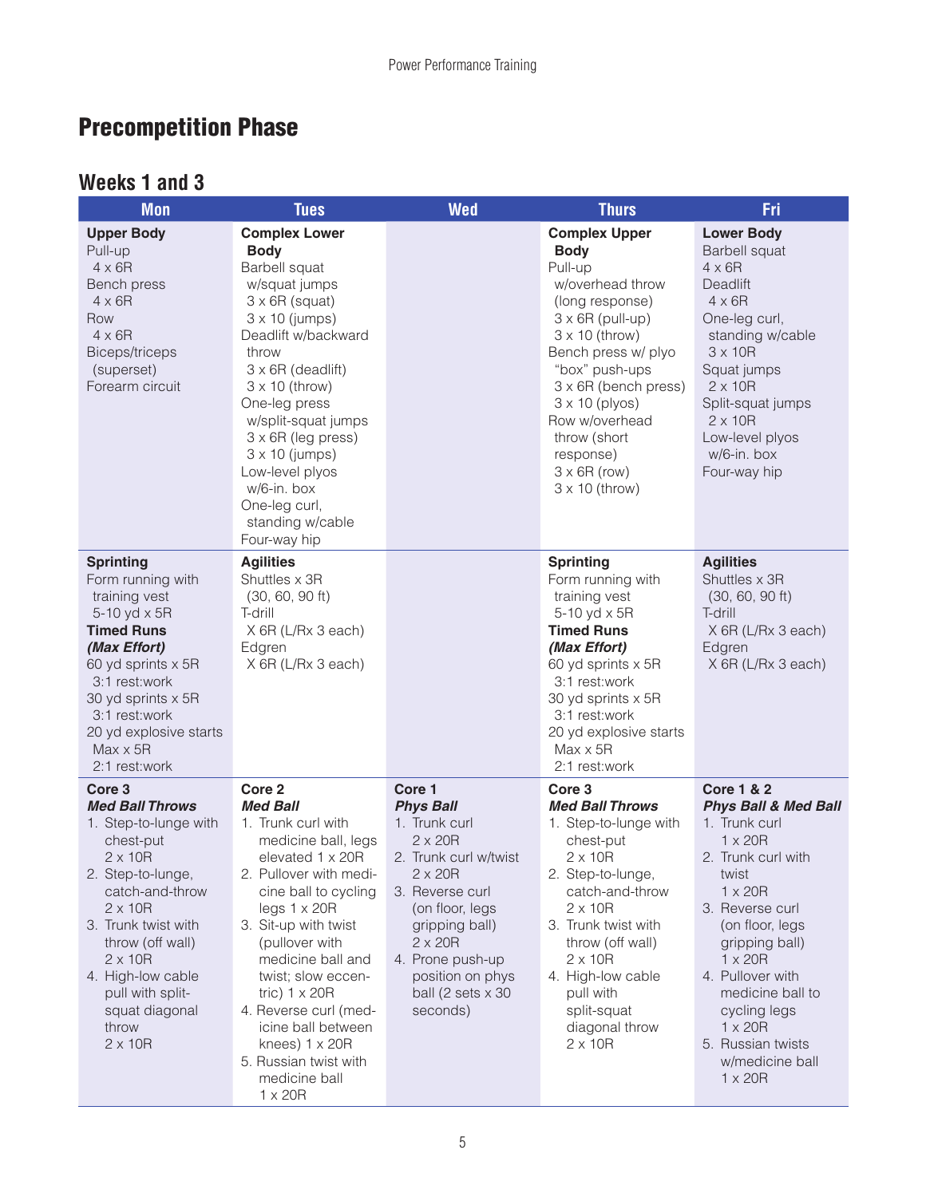# Precompetition Phase

## Weeks 1 and 3

| Mon | Tues | Wed | Thurs | Fri |
|---|---|---|---|---|
| **Upper Body**<br>Pull-up<br>4 x 6R<br>Bench press<br>4 x 6R<br>Row<br>4 x 6R<br>Biceps/triceps (superset)<br>Forearm circuit | **Complex Lower Body**<br>Barbell squat w/squat jumps<br>3 x 6R (squat)<br>3 x 10 (jumps)<br>Deadlift w/backward throw<br>3 x 6R (deadlift)<br>3 x 10 (throw)<br>One-leg press w/split-squat jumps<br>3 x 6R (leg press)<br>3 x 10 (jumps)<br>Low-level plyos w/6-in. box<br>One-leg curl, standing w/cable<br>Four-way hip | | **Complex Upper Body**<br>Pull-up w/overhead throw (long response)<br>3 x 6R (pull-up)<br>3 x 10 (throw)<br>Bench press w/ plyo "box" push-ups<br>3 x 6R (bench press)<br>3 x 10 (plyos)<br>Row w/overhead throw (short response)<br>3 x 6R (row)<br>3 x 10 (throw) | **Lower Body**<br>Barbell squat<br>4 x 6R<br>Deadlift<br>4 x 6R<br>One-leg curl, standing w/cable<br>3 x 10R<br>Squat jumps<br>2 x 10R<br>Split-squat jumps<br>2 x 10R<br>Low-level plyos w/6-in. box<br>Four-way hip |
| **Sprinting**<br>Form running with training vest<br>5-10 yd x 5R<br>**Timed Runs**<br>***(Max Effort)***<br>60 yd sprints x 5R<br>3:1 rest:work<br>30 yd sprints x 5R<br>3:1 rest:work<br>20 yd explosive starts<br>Max x 5R<br>2:1 rest:work | **Agilities**<br>Shuttles x 3R<br>(30, 60, 90 ft)<br>T-drill<br>X 6R (L/Rx 3 each)<br>Edgren<br>X 6R (L/Rx 3 each) | | **Sprinting**<br>Form running with training vest<br>5-10 yd x 5R<br>**Timed Runs**<br>***(Max Effort)***<br>60 yd sprints x 5R<br>3:1 rest:work<br>30 yd sprints x 5R<br>3:1 rest:work<br>20 yd explosive starts<br>Max x 5R<br>2:1 rest:work | **Agilities**<br>Shuttles x 3R<br>(30, 60, 90 ft)<br>T-drill<br>X 6R (L/Rx 3 each)<br>Edgren<br>X 6R (L/Rx 3 each) |
| **Core 3**<br>***Med Ball Throws***<br>1. Step-to-lunge with chest-put<br>2 x 10R<br>2. Step-to-lunge, catch-and-throw<br>2 x 10R<br>3. Trunk twist with throw (off wall)<br>2 x 10R<br>4. High-low cable pull with split-squat diagonal throw<br>2 x 10R | **Core 2**<br>***Med Ball***<br>1. Trunk curl with medicine ball, legs elevated 1 x 20R<br>2. Pullover with medicine ball to cycling legs 1 x 20R<br>3. Sit-up with twist (pullover with medicine ball and twist; slow eccentric) 1 x 20R<br>4. Reverse curl (medicine ball between knees) 1 x 20R<br>5. Russian twist with medicine ball<br>1 x 20R | **Core 1**<br>***Phys Ball***<br>1. Trunk curl<br>2 x 20R<br>2. Trunk curl w/twist<br>2 x 20R<br>3. Reverse curl (on floor, legs gripping ball)<br>2 x 20R<br>4. Prone push-up position on phys ball (2 sets x 30 seconds) | **Core 3**<br>***Med Ball Throws***<br>1. Step-to-lunge with chest-put<br>2 x 10R<br>2. Step-to-lunge, catch-and-throw<br>2 x 10R<br>3. Trunk twist with throw (off wall)<br>2 x 10R<br>4. High-low cable pull with split-squat diagonal throw<br>2 x 10R | **Core 1 & 2**<br>***Phys Ball & Med Ball***<br>1. Trunk curl<br>1 x 20R<br>2. Trunk curl with twist<br>1 x 20R<br>3. Reverse curl (on floor, legs gripping ball)<br>1 x 20R<br>4. Pullover with medicine ball to cycling legs<br>1 x 20R<br>5. Russian twists w/medicine ball<br>1 x 20R |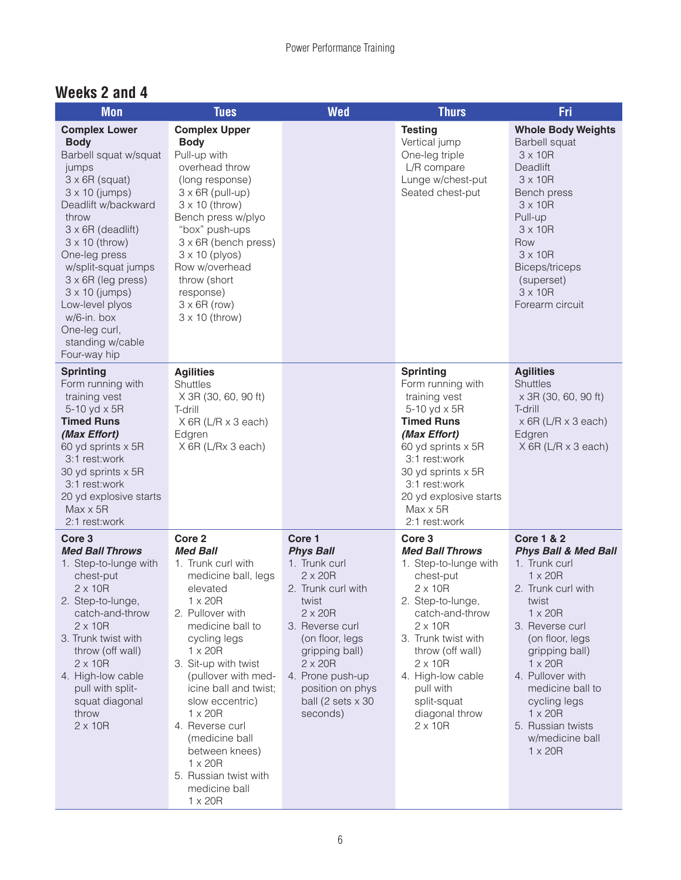## Weeks 2 and 4

| Mon | Tues | Wed | Thurs | Fri |
|---|---|---|---|---|
| **Complex Lower Body**<br>Barbell squat w/squat jumps<br>3 x 6R (squat)<br>3 x 10 (jumps)<br>Deadlift w/backward throw<br>3 x 6R (deadlift)<br>3 x 10 (throw)<br>One-leg press w/split-squat jumps<br>3 x 6R (leg press)<br>3 x 10 (jumps)<br>Low-level plyos w/6-in. box<br>One-leg curl, standing w/cable<br>Four-way hip | **Complex Upper Body**<br>Pull-up with overhead throw (long response)<br>3 x 6R (pull-up)<br>3 x 10 (throw)<br>Bench press w/plyo "box" push-ups<br>3 x 6R (bench press)<br>3 x 10 (plyos)<br>Row w/overhead throw (short response)<br>3 x 6R (row)<br>3 x 10 (throw) | | **Testing**<br>Vertical jump<br>One-leg triple L/R compare<br>Lunge w/chest-put<br>Seated chest-put | **Whole Body Weights**<br>Barbell squat<br>3 x 10R<br>Deadlift<br>3 x 10R<br>Bench press<br>3 x 10R<br>Pull-up<br>3 x 10R<br>Row<br>3 x 10R<br>Biceps/triceps (superset)<br>3 x 10R<br>Forearm circuit |
| **Sprinting**<br>Form running with training vest<br>5-10 yd x 5R<br>**Timed Runs**<br>***(Max Effort)***<br>60 yd sprints x 5R<br>3:1 rest:work<br>30 yd sprints x 5R<br>3:1 rest:work<br>20 yd explosive starts<br>Max x 5R<br>2:1 rest:work | **Agilities**<br>Shuttles<br>X 3R (30, 60, 90 ft)<br>T-drill<br>X 6R (L/R x 3 each)<br>Edgren<br>X 6R (L/Rx 3 each) | | **Sprinting**<br>Form running with training vest<br>5-10 yd x 5R<br>**Timed Runs**<br>***(Max Effort)***<br>60 yd sprints x 5R<br>3:1 rest:work<br>30 yd sprints x 5R<br>3:1 rest:work<br>20 yd explosive starts<br>Max x 5R<br>2:1 rest:work | **Agilities**<br>Shuttles<br>x 3R (30, 60, 90 ft)<br>T-drill<br>x 6R (L/R x 3 each)<br>Edgren<br>X 6R (L/R x 3 each) |
| **Core 3**<br>***Med Ball Throws***<br>1. Step-to-lunge with chest-put<br>2 x 10R<br>2. Step-to-lunge, catch-and-throw<br>2 x 10R<br>3. Trunk twist with throw (off wall)<br>2 x 10R<br>4. High-low cable pull with split-squat diagonal throw<br>2 x 10R | **Core 2**<br>***Med Ball***<br>1. Trunk curl with medicine ball, legs elevated<br>1 x 20R<br>2. Pullover with medicine ball to cycling legs<br>1 x 20R<br>3. Sit-up with twist (pullover with medicine ball and twist; slow eccentric)<br>1 x 20R<br>4. Reverse curl (medicine ball between knees)<br>1 x 20R<br>5. Russian twist with medicine ball<br>1 x 20R | **Core 1**<br>***Phys Ball***<br>1. Trunk curl<br>2 x 20R<br>2. Trunk curl with twist<br>2 x 20R<br>3. Reverse curl (on floor, legs gripping ball)<br>2 x 20R<br>4. Prone push-up position on phys ball (2 sets x 30 seconds) | **Core 3**<br>***Med Ball Throws***<br>1. Step-to-lunge with chest-put<br>2 x 10R<br>2. Step-to-lunge, catch-and-throw<br>2 x 10R<br>3. Trunk twist with throw (off wall)<br>2 x 10R<br>4. High-low cable pull with split-squat diagonal throw<br>2 x 10R | **Core 1 & 2**<br>***Phys Ball & Med Ball***<br>1. Trunk curl<br>1 x 20R<br>2. Trunk curl with twist<br>1 x 20R<br>3. Reverse curl (on floor, legs gripping ball)<br>1 x 20R<br>4. Pullover with medicine ball to cycling legs<br>1 x 20R<br>5. Russian twists w/medicine ball<br>1 x 20R |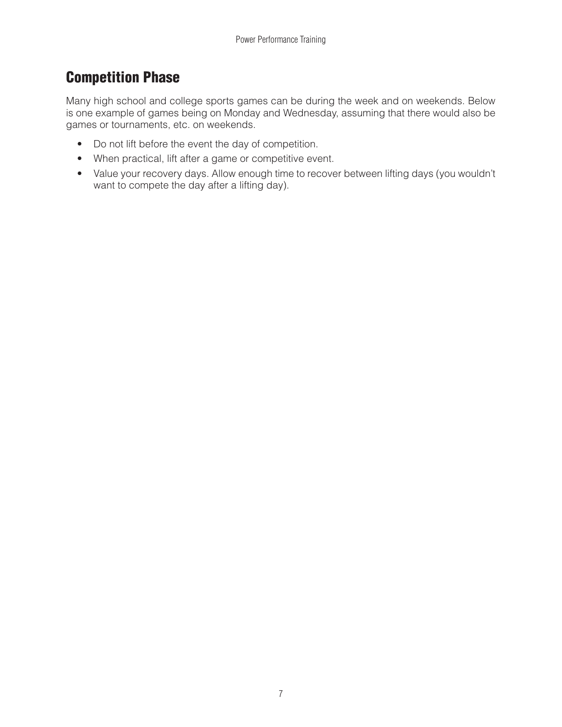## Competition Phase

Many high school and college sports games can be during the week and on weekends. Below is one example of games being on Monday and Wednesday, assuming that there would also be games or tournaments, etc. on weekends.

- Do not lift before the event the day of competition.
- When practical, lift after a game or competitive event.
- Value your recovery days. Allow enough time to recover between lifting days (you wouldn't want to compete the day after a lifting day).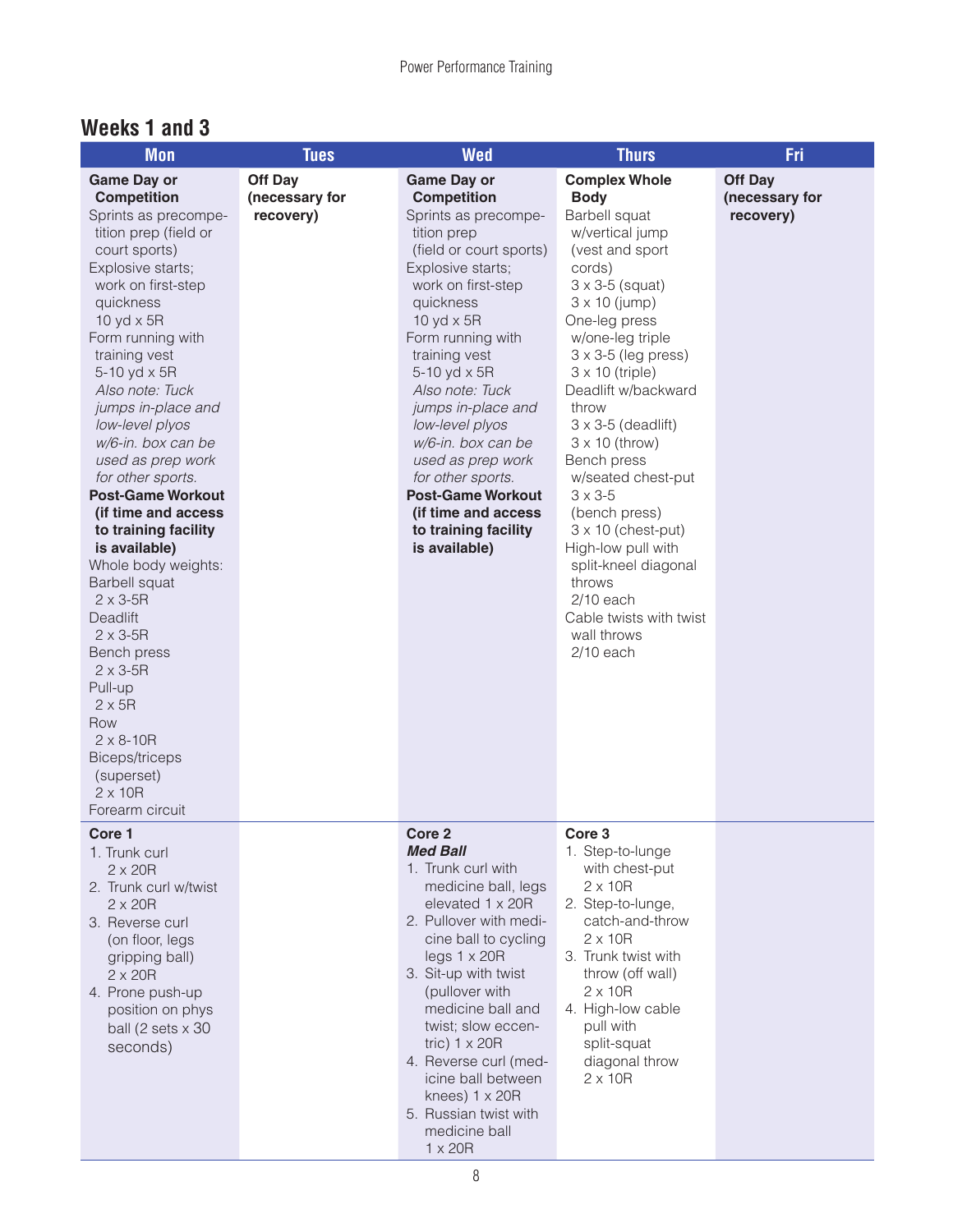## Weeks 1 and 3

| Mon | Tues | Wed | Thurs | Fri |
|---|---|---|---|---|
| **Game Day or Competition**<br>Sprints as precompetition prep (field or court sports)<br>Explosive starts; work on first-step quickness<br>10 yd x 5R<br>Form running with training vest<br>5-10 yd x 5R<br>*Also note: Tuck jumps in-place and low-level plyos w/6-in. box can be used as prep work for other sports.*<br>**Post-Game Workout (if time and access to training facility is available)**<br>Whole body weights:<br>Barbell squat<br>2 x 3-5R<br>Deadlift<br>2 x 3-5R<br>Bench press<br>2 x 3-5R<br>Pull-up<br>2 x 5R<br>Row<br>2 x 8-10R<br>Biceps/triceps (superset)<br>2 x 10R<br>Forearm circuit | **Off Day (necessary for recovery)** | **Game Day or Competition**<br>Sprints as precompetition prep<br>(field or court sports)<br>Explosive starts; work on first-step quickness<br>10 yd x 5R<br>Form running with training vest<br>5-10 yd x 5R<br>*Also note: Tuck jumps in-place and low-level plyos w/6-in. box can be used as prep work for other sports.*<br>**Post-Game Workout (if time and access to training facility is available)** | **Complex Whole Body**<br>Barbell squat w/vertical jump (vest and sport cords)<br>3 x 3-5 (squat)<br>3 x 10 (jump)<br>One-leg press w/one-leg triple<br>3 x 3-5 (leg press)<br>3 x 10 (triple)<br>Deadlift w/backward throw<br>3 x 3-5 (deadlift)<br>3 x 10 (throw)<br>Bench press w/seated chest-put<br>3 x 3-5 (bench press)<br>3 x 10 (chest-put)<br>High-low pull with split-kneel diagonal throws<br>2/10 each<br>Cable twists with twist wall throws<br>2/10 each | **Off Day (necessary for recovery)** |
| **Core 1**<br>1. Trunk curl 2 x 20R<br>2. Trunk curl w/twist 2 x 20R<br>3. Reverse curl (on floor, legs gripping ball) 2 x 20R<br>4. Prone push-up position on phys ball (2 sets x 30 seconds) | | **Core 2**<br>***Med Ball***<br>1. Trunk curl with medicine ball, legs elevated 1 x 20R<br>2. Pullover with medicine ball to cycling legs 1 x 20R<br>3. Sit-up with twist (pullover with medicine ball and twist; slow eccentric) 1 x 20R<br>4. Reverse curl (medicine ball between knees) 1 x 20R<br>5. Russian twist with medicine ball 1 x 20R | **Core 3**<br>1. Step-to-lunge with chest-put 2 x 10R<br>2. Step-to-lunge, catch-and-throw 2 x 10R<br>3. Trunk twist with throw (off wall) 2 x 10R<br>4. High-low cable pull with split-squat diagonal throw 2 x 10R | |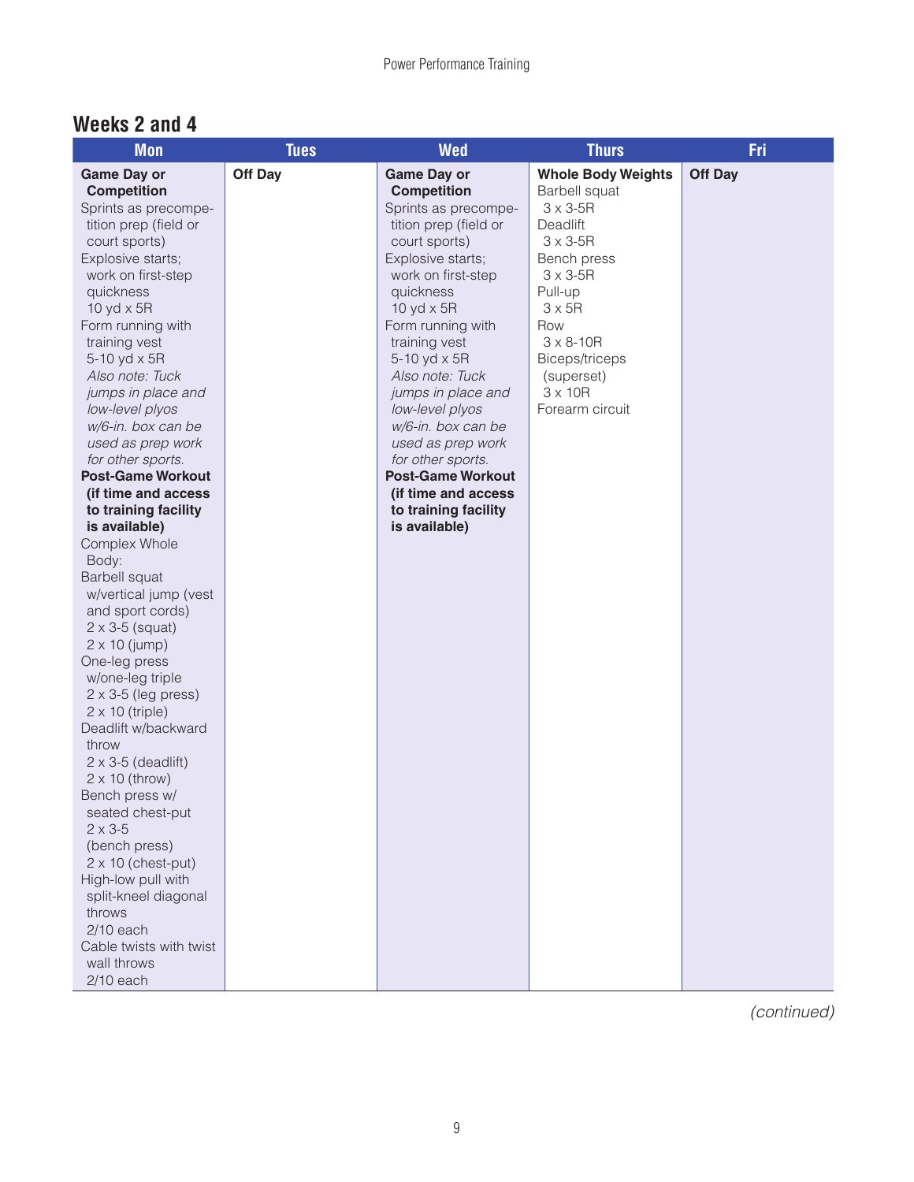## Weeks 2 and 4

| Mon | Tues | Wed | Thurs | Fri |
|---|---|---|---|---|
| **Game Day or Competition**<br>Sprints as precompetition prep (field or court sports)<br>Explosive starts; work on first-step quickness<br>10 yd x 5R<br>Form running with training vest<br>5-10 yd x 5R<br>*Also note: Tuck jumps in place and low-level plyos w/6-in. box can be used as prep work for other sports.*<br>**Post-Game Workout (if time and access to training facility is available)**<br>Complex Whole Body:<br>Barbell squat w/vertical jump (vest and sport cords)<br>2 x 3-5 (squat)<br>2 x 10 (jump)<br>One-leg press w/one-leg triple<br>2 x 3-5 (leg press)<br>2 x 10 (triple)<br>Deadlift w/backward throw<br>2 x 3-5 (deadlift)<br>2 x 10 (throw)<br>Bench press w/ seated chest-put<br>2 x 3-5 (bench press)<br>2 x 10 (chest-put)<br>High-low pull with split-kneel diagonal throws<br>2/10 each<br>Cable twists with twist wall throws<br>2/10 each | **Off Day** | **Game Day or Competition**<br>Sprints as precompetition prep (field or court sports)<br>Explosive starts; work on first-step quickness<br>10 yd x 5R<br>Form running with training vest<br>5-10 yd x 5R<br>*Also note: Tuck jumps in place and low-level plyos w/6-in. box can be used as prep work for other sports.*<br>**Post-Game Workout (if time and access to training facility is available)** | **Whole Body Weights**<br>Barbell squat<br>3 x 3-5R<br>Deadlift<br>3 x 3-5R<br>Bench press<br>3 x 3-5R<br>Pull-up<br>3 x 5R<br>Row<br>3 x 8-10R<br>Biceps/triceps (superset)<br>3 x 10R<br>Forearm circuit | **Off Day** |

*(continued)*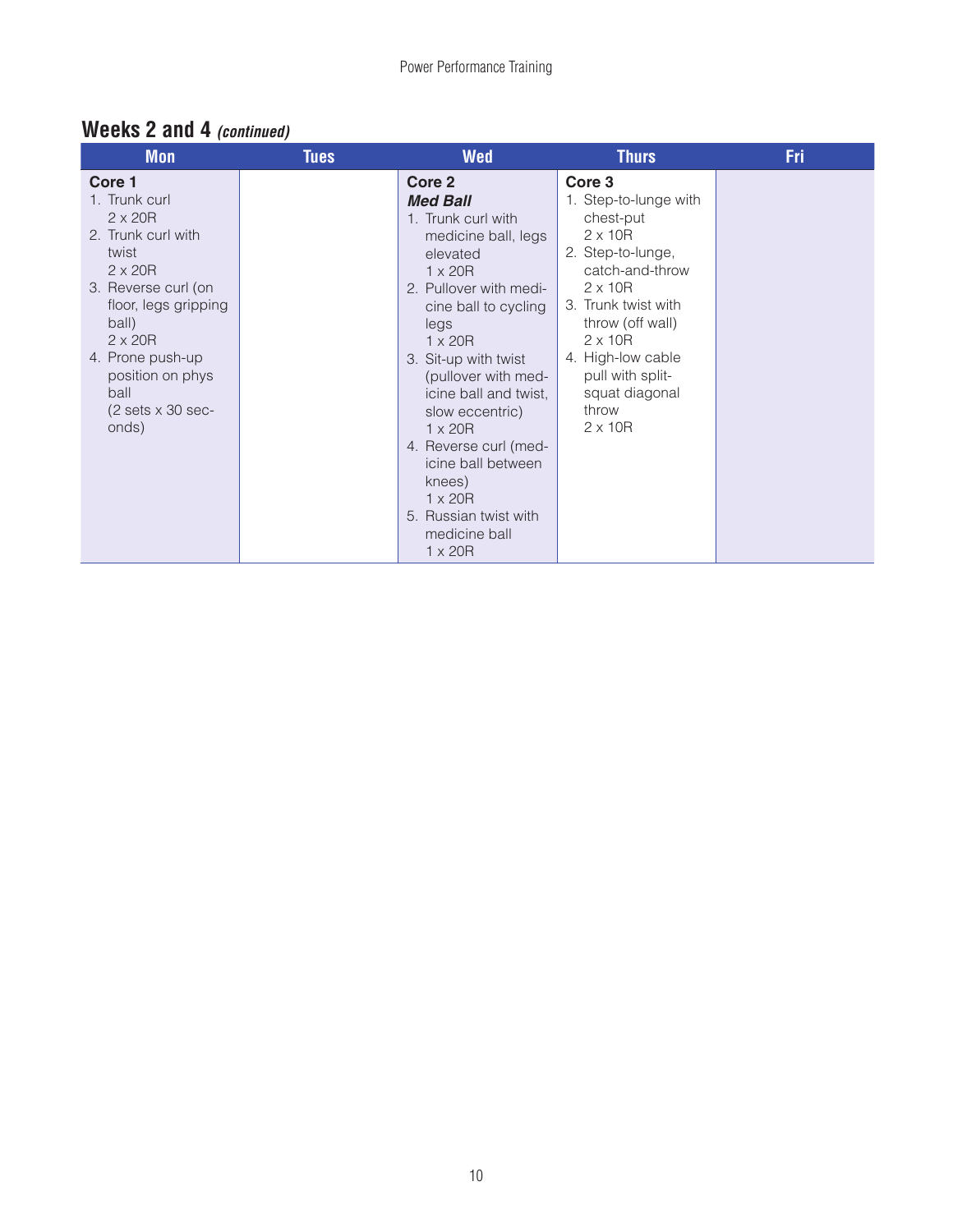## Weeks 2 and 4 *(continued)*

| Mon | Tues | Wed | Thurs | Fri |
|---|---|---|---|---|
| **Core 1**<br>1. Trunk curl<br>2 x 20R<br>2. Trunk curl with twist<br>2 x 20R<br>3. Reverse curl (on floor, legs gripping ball)<br>2 x 20R<br>4. Prone push-up position on phys ball<br>(2 sets x 30 seconds) | | **Core 2**<br>***Med Ball***<br>1. Trunk curl with medicine ball, legs elevated<br>1 x 20R<br>2. Pullover with medicine ball to cycling legs<br>1 x 20R<br>3. Sit-up with twist (pullover with medicine ball and twist, slow eccentric)<br>1 x 20R<br>4. Reverse curl (medicine ball between knees)<br>1 x 20R<br>5. Russian twist with medicine ball<br>1 x 20R | **Core 3**<br>1. Step-to-lunge with chest-put<br>2 x 10R<br>2. Step-to-lunge, catch-and-throw<br>2 x 10R<br>3. Trunk twist with throw (off wall)<br>2 x 10R<br>4. High-low cable pull with split-squat diagonal throw<br>2 x 10R | |